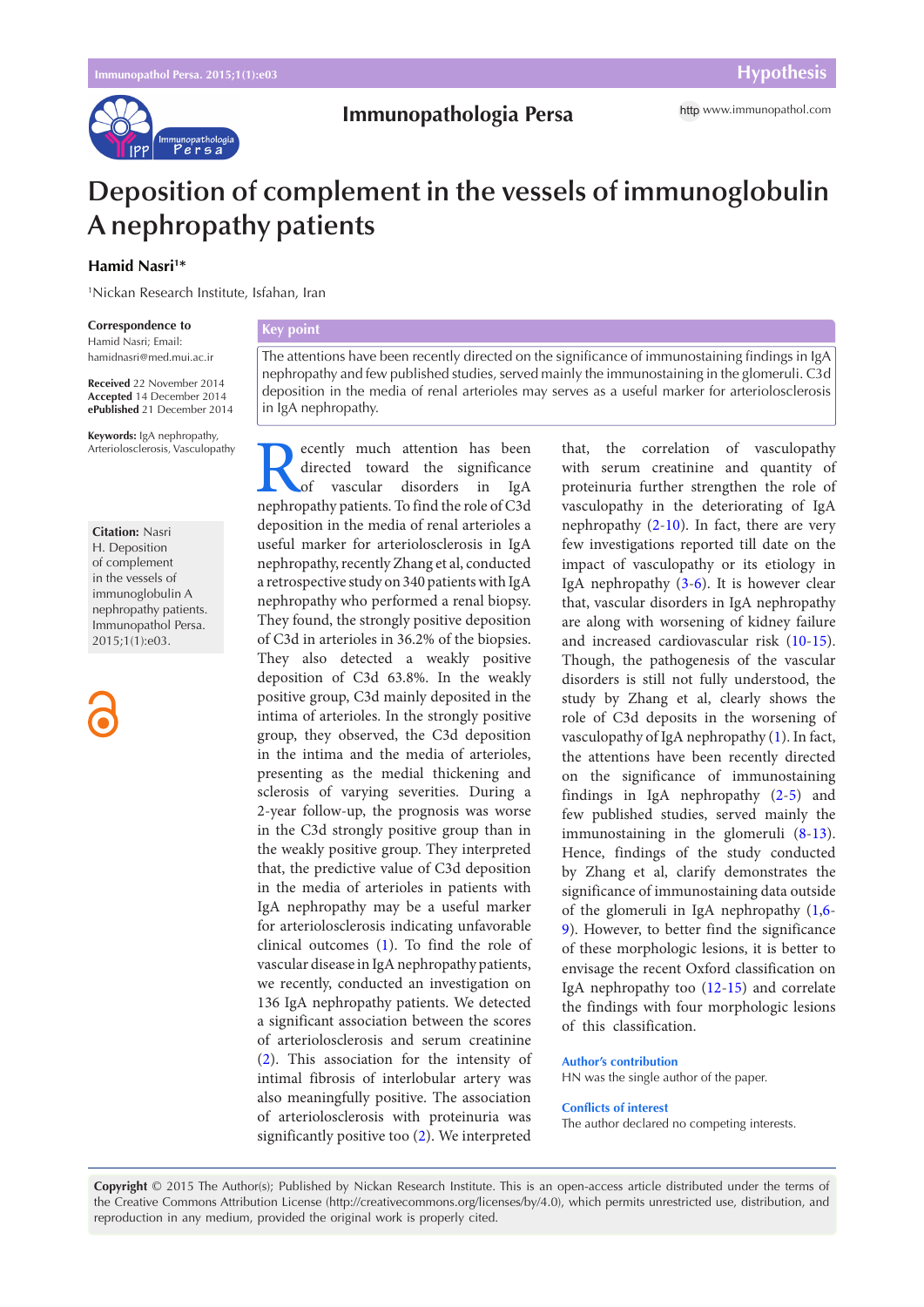Hypothesis

# Deposition of complement in the vessels of immunoglobulin A nephropathy patients

**Hamid Nasri**[1]*

[1]Nickan Research Institute, Isfahan, Iran

**Correspondence to**
Hamid Nasri; Email: hamidnasri@med.mui.ac.ir

**Received** 22 November 2014
**Accepted** 14 December 2014
**ePublished** 21 December 2014

**Keywords:** IgA nephropathy, Arteriolosclerosis, Vasculopathy

**Citation:** Nasri H. Deposition of complement in the vessels of immunoglobulin A nephropathy patients. Immunopathol Persa. 2015;1(1):e03.

## Key point

The attentions have been recently directed on the significance of immunostaining findings in IgA nephropathy and few published studies, served mainly the immunostaining in the glomeruli. C3d deposition in the media of renal arterioles may serves as a useful marker for arteriolosclerosis in IgA nephropathy.

Recently much attention has been directed toward the significance of vascular disorders in IgA nephropathy patients. To find the role of C3d deposition in the media of renal arterioles a useful marker for arteriolosclerosis in IgA nephropathy, recently Zhang et al, conducted a retrospective study on 340 patients with IgA nephropathy who performed a renal biopsy. They found, the strongly positive deposition of C3d in arterioles in 36.2% of the biopsies. They also detected a weakly positive deposition of C3d 63.8%. In the weakly positive group, C3d mainly deposited in the intima of arterioles. In the strongly positive group, they observed, the C3d deposition in the intima and the media of arterioles, presenting as the medial thickening and sclerosis of varying severities. During a 2-year follow-up, the prognosis was worse in the C3d strongly positive group than in the weakly positive group. They interpreted that, the predictive value of C3d deposition in the media of arterioles in patients with IgA nephropathy may be a useful marker for arteriolosclerosis indicating unfavorable clinical outcomes (1). To find the role of vascular disease in IgA nephropathy patients, we recently, conducted an investigation on 136 IgA nephropathy patients. We detected a significant association between the scores of arteriolosclerosis and serum creatinine (2). This association for the intensity of intimal fibrosis of interlobular artery was also meaningfully positive. The association of arteriolosclerosis with proteinuria was significantly positive too (2). We interpreted that, the correlation of vasculopathy with serum creatinine and quantity of proteinuria further strengthen the role of vasculopathy in the deteriorating of IgA nephropathy (2-10). In fact, there are very few investigations reported till date on the impact of vasculopathy or its etiology in IgA nephropathy (3-6). It is however clear that, vascular disorders in IgA nephropathy are along with worsening of kidney failure and increased cardiovascular risk (10-15). Though, the pathogenesis of the vascular disorders is still not fully understood, the study by Zhang et al, clearly shows the role of C3d deposits in the worsening of vasculopathy of IgA nephropathy (1). In fact, the attentions have been recently directed on the significance of immunostaining findings in IgA nephropathy (2-5) and few published studies, served mainly the immunostaining in the glomeruli (8-13). Hence, findings of the study conducted by Zhang et al, clarify demonstrates the significance of immunostaining data outside of the glomeruli in IgA nephropathy (1,6-9). However, to better find the significance of these morphologic lesions, it is better to envisage the recent Oxford classification on IgA nephropathy too (12-15) and correlate the findings with four morphologic lesions of this classification.

### Author's contribution

HN was the single author of the paper.

### Conflicts of interest

The author declared no competing interests.

**Copyright** © 2015 The Author(s); Published by Nickan Research Institute. This is an open-access article distributed under the terms of the Creative Commons Attribution License (http://creativecommons.org/licenses/by/4.0), which permits unrestricted use, distribution, and reproduction in any medium, provided the original work is properly cited.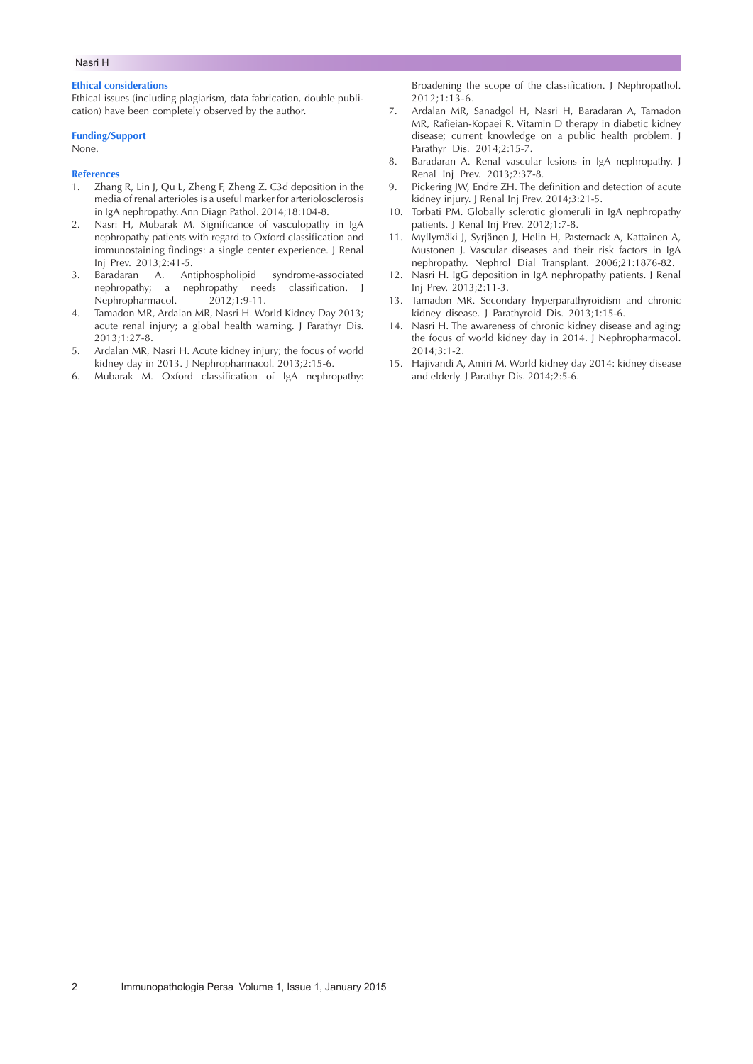### Ethical considerations

Ethical issues (including plagiarism, data fabrication, double publication) have been completely observed by the author.

### Funding/Support

None.

### References

1. Zhang R, Lin J, Qu L, Zheng F, Zheng Z. C3d deposition in the media of renal arterioles is a useful marker for arteriolosclerosis in IgA nephropathy. Ann Diagn Pathol. 2014;18:104-8.
2. Nasri H, Mubarak M. Significance of vasculopathy in IgA nephropathy patients with regard to Oxford classification and immunostaining findings: a single center experience. J Renal Inj Prev. 2013;2:41-5.
3. Baradaran A. Antiphospholipid syndrome-associated nephropathy; a nephropathy needs classification. J Nephropharmacol. 2012;1:9-11.
4. Tamadon MR, Ardalan MR, Nasri H. World Kidney Day 2013; acute renal injury; a global health warning. J Parathyr Dis. 2013;1:27-8.
5. Ardalan MR, Nasri H. Acute kidney injury; the focus of world kidney day in 2013. J Nephropharmacol. 2013;2:15-6.
6. Mubarak M. Oxford classification of IgA nephropathy: Broadening the scope of the classification. J Nephropathol. 2012;1:13-6.
7. Ardalan MR, Sanadgol H, Nasri H, Baradaran A, Tamadon MR, Rafieian-Kopaei R. Vitamin D therapy in diabetic kidney disease; current knowledge on a public health problem. J Parathyr Dis. 2014;2:15-7.
8. Baradaran A. Renal vascular lesions in IgA nephropathy. J Renal Inj Prev. 2013;2:37-8.
9. Pickering JW, Endre ZH. The definition and detection of acute kidney injury. J Renal Inj Prev. 2014;3:21-5.
10. Torbati PM. Globally sclerotic glomeruli in IgA nephropathy patients. J Renal Inj Prev. 2012;1:7-8.
11. Myllymäki J, Syrjänen J, Helin H, Pasternack A, Kattainen A, Mustonen J. Vascular diseases and their risk factors in IgA nephropathy. Nephrol Dial Transplant. 2006;21:1876-82.
12. Nasri H. IgG deposition in IgA nephropathy patients. J Renal Inj Prev. 2013;2:11-3.
13. Tamadon MR. Secondary hyperparathyroidism and chronic kidney disease. J Parathyroid Dis. 2013;1:15-6.
14. Nasri H. The awareness of chronic kidney disease and aging; the focus of world kidney day in 2014. J Nephropharmacol. 2014;3:1-2.
15. Hajivandi A, Amiri M. World kidney day 2014: kidney disease and elderly. J Parathyr Dis. 2014;2:5-6.